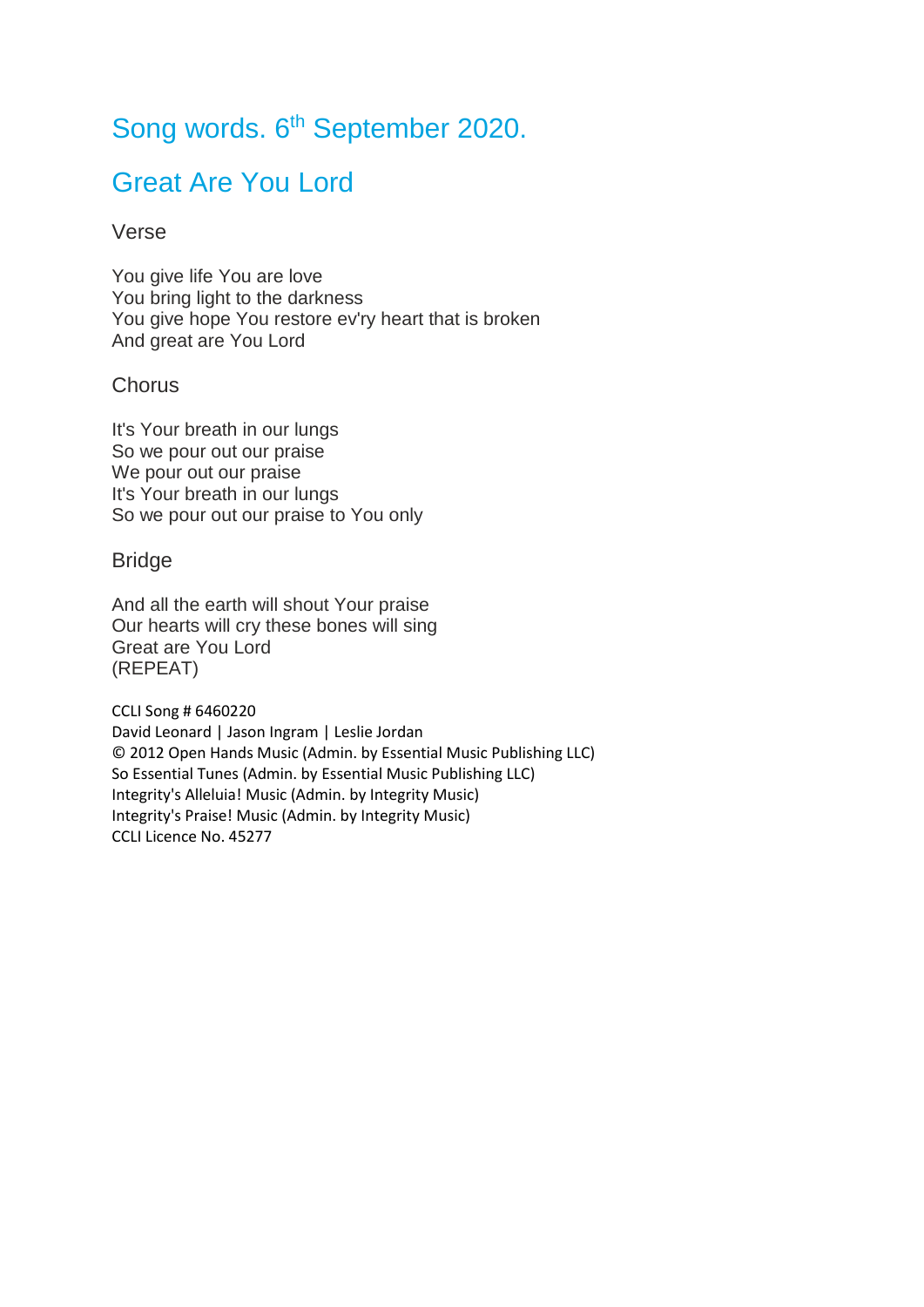# Song words. 6th September 2020.

## Great Are You Lord

### Verse

You give life You are love
You bring light to the darkness
You give hope You restore ev'ry heart that is broken
And great are You Lord

### Chorus

It's Your breath in our lungs
So we pour out our praise
We pour out our praise
It's Your breath in our lungs
So we pour out our praise to You only

### Bridge

And all the earth will shout Your praise
Our hearts will cry these bones will sing
Great are You Lord
(REPEAT)

CCLI Song # 6460220
David Leonard | Jason Ingram | Leslie Jordan
© 2012 Open Hands Music (Admin. by Essential Music Publishing LLC)
So Essential Tunes (Admin. by Essential Music Publishing LLC)
Integrity's Alleluia! Music (Admin. by Integrity Music)
Integrity's Praise! Music (Admin. by Integrity Music)
CCLI Licence No. 45277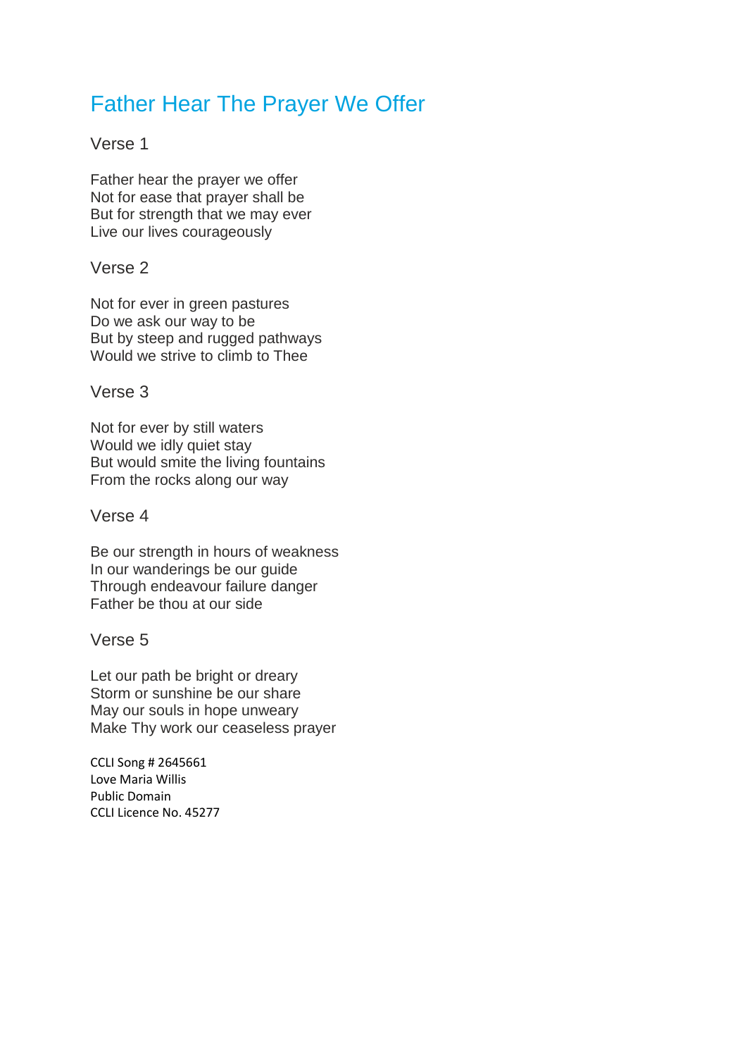# Father Hear The Prayer We Offer

## Verse 1

Father hear the prayer we offer
Not for ease that prayer shall be
But for strength that we may ever
Live our lives courageously

## Verse 2

Not for ever in green pastures
Do we ask our way to be
But by steep and rugged pathways
Would we strive to climb to Thee

## Verse 3

Not for ever by still waters
Would we idly quiet stay
But would smite the living fountains
From the rocks along our way

## Verse 4

Be our strength in hours of weakness
In our wanderings be our guide
Through endeavour failure danger
Father be thou at our side

## Verse 5

Let our path be bright or dreary
Storm or sunshine be our share
May our souls in hope unweary
Make Thy work our ceaseless prayer

CCLI Song # 2645661
Love Maria Willis
Public Domain
CCLI Licence No. 45277